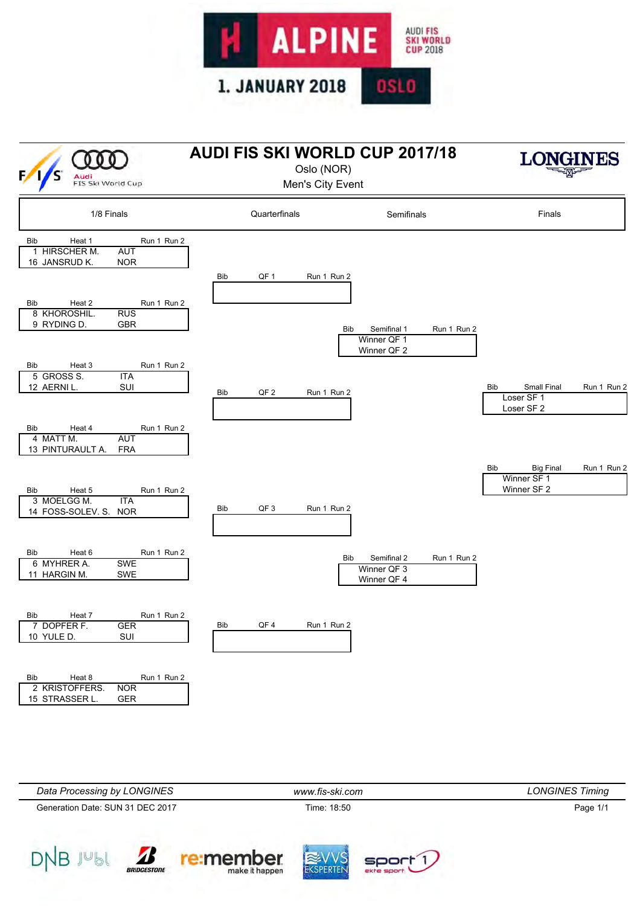# ALPINE

AUDI FIS SKI WORLD CUP 2018

1. JANUARY 2018 OSLO

# AUDI FIS SKI WORLD CUP 2017/18

Oslo (NOR)

Men's City Event

LONGINES

## 1/8 Finals

| Bib | Heat 1 | | Run 1 | Run 2 |
|---|---|---|---|---|
| 1 | HIRSCHER M. | AUT | | |
| 16 | JANSRUD K. | NOR | | |

| Bib | Heat 2 | | Run 1 | Run 2 |
|---|---|---|---|---|
| 8 | KHOROSHIL. | RUS | | |
| 9 | RYDING D. | GBR | | |

| Bib | Heat 3 | | Run 1 | Run 2 |
|---|---|---|---|---|
| 5 | GROSS S. | ITA | | |
| 12 | AERNI L. | SUI | | |

| Bib | Heat 4 | | Run 1 | Run 2 |
|---|---|---|---|---|
| 4 | MATT M. | AUT | | |
| 13 | PINTURAULT A. | FRA | | |

| Bib | Heat 5 | | Run 1 | Run 2 |
|---|---|---|---|---|
| 3 | MOELGG M. | ITA | | |
| 14 | FOSS-SOLEV. S. | NOR | | |

| Bib | Heat 6 | | Run 1 | Run 2 |
|---|---|---|---|---|
| 6 | MYHRER A. | SWE | | |
| 11 | HARGIN M. | SWE | | |

| Bib | Heat 7 | | Run 1 | Run 2 |
|---|---|---|---|---|
| 7 | DOPFER F. | GER | | |
| 10 | YULE D. | SUI | | |

| Bib | Heat 8 | | Run 1 | Run 2 |
|---|---|---|---|---|
| 2 | KRISTOFFERS. | NOR | | |
| 15 | STRASSER L. | GER | | |

## Quarterfinals

| Bib | QF 1 | Run 1 | Run 2 |
|---|---|---|---|
| | | | |

| Bib | QF 2 | Run 1 | Run 2 |
|---|---|---|---|
| | | | |

| Bib | QF 3 | Run 1 | Run 2 |
|---|---|---|---|
| | | | |

| Bib | QF 4 | Run 1 | Run 2 |
|---|---|---|---|
| | | | |

## Semifinals

| Bib | Semifinal 1 | Run 1 | Run 2 |
|---|---|---|---|
| | Winner QF 1 | | |
| | Winner QF 2 | | |

| Bib | Semifinal 2 | Run 1 | Run 2 |
|---|---|---|---|
| | Winner QF 3 | | |
| | Winner QF 4 | | |

## Finals

| Bib | Small Final | Run 1 | Run 2 |
|---|---|---|---|
| | Loser SF 1 | | |
| | Loser SF 2 | | |

| Bib | Big Final | Run 1 | Run 2 |
|---|---|---|---|
| | Winner SF 1 | | |
| | Winner SF 2 | | |

*Data Processing by LONGINES* — *www.fis-ski.com* — *LONGINES Timing*

Generation Date: SUN 31 DEC 2017 — Time: 18:50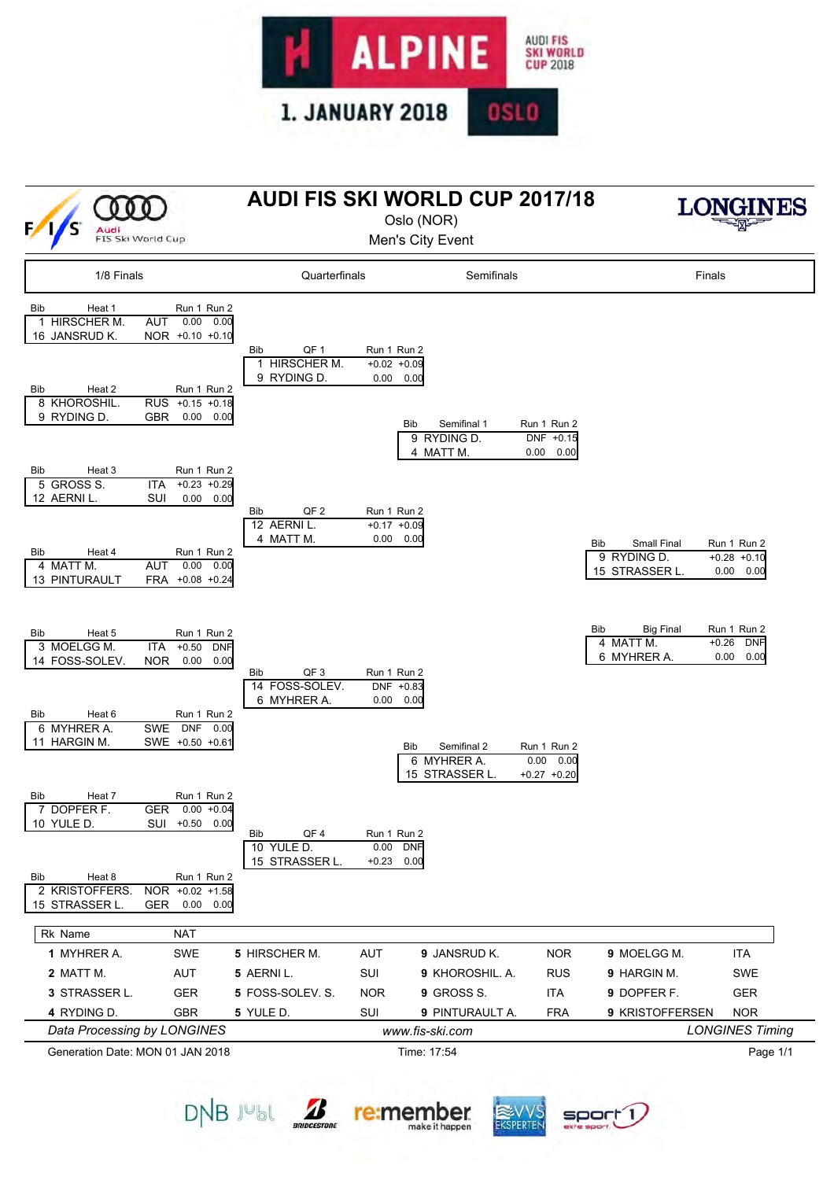ALPINE
AUDI FIS SKI WORLD CUP 2018
1. JANUARY 2018
OSLO

# AUDI FIS SKI WORLD CUP 2017/18

Oslo (NOR)

Men's City Event

## 1/8 Finals

| Heat | Bib | Name | NAT | Run 1 | Run 2 |
|---|---|---|---|---|---|
| Heat 1 | 1 | HIRSCHER M. | AUT | 0.00 | 0.00 |
| | 16 | JANSRUD K. | NOR | +0.10 | +0.10 |
| Heat 2 | 8 | KHOROSHIL. | RUS | +0.15 | +0.18 |
| | 9 | RYDING D. | GBR | 0.00 | 0.00 |
| Heat 3 | 5 | GROSS S. | ITA | +0.23 | +0.29 |
| | 12 | AERNI L. | SUI | 0.00 | 0.00 |
| Heat 4 | 4 | MATT M. | AUT | 0.00 | 0.00 |
| | 13 | PINTURAULT | FRA | +0.08 | +0.24 |
| Heat 5 | 3 | MOELGG M. | ITA | +0.50 | DNF |
| | 14 | FOSS-SOLEV. | NOR | 0.00 | 0.00 |
| Heat 6 | 6 | MYHRER A. | SWE | DNF | 0.00 |
| | 11 | HARGIN M. | SWE | +0.50 | +0.61 |
| Heat 7 | 7 | DOPFER F. | GER | 0.00 | +0.04 |
| | 10 | YULE D. | SUI | +0.50 | 0.00 |
| Heat 8 | 2 | KRISTOFFERS. | NOR | +0.02 | +1.58 |
| | 15 | STRASSER L. | GER | 0.00 | 0.00 |

## Quarterfinals

| Heat | Bib | Name | Run 1 | Run 2 |
|---|---|---|---|---|
| QF 1 | 1 | HIRSCHER M. | +0.02 | +0.09 |
| | 9 | RYDING D. | 0.00 | 0.00 |
| QF 2 | 12 | AERNI L. | +0.17 | +0.09 |
| | 4 | MATT M. | 0.00 | 0.00 |
| QF 3 | 14 | FOSS-SOLEV. | DNF | +0.83 |
| | 6 | MYHRER A. | 0.00 | 0.00 |
| QF 4 | 10 | YULE D. | 0.00 | DNF |
| | 15 | STRASSER L. | +0.23 | 0.00 |

## Semifinals

| Heat | Bib | Name | Run 1 | Run 2 |
|---|---|---|---|---|
| Semifinal 1 | 9 | RYDING D. | DNF | +0.15 |
| | 4 | MATT M. | 0.00 | 0.00 |
| Semifinal 2 | 6 | MYHRER A. | 0.00 | 0.00 |
| | 15 | STRASSER L. | +0.27 | +0.20 |

## Finals

| Heat | Bib | Name | Run 1 | Run 2 |
|---|---|---|---|---|
| Small Final | 9 | RYDING D. | +0.28 | +0.10 |
| | 15 | STRASSER L. | 0.00 | 0.00 |
| Big Final | 4 | MATT M. | +0.26 | DNF |
| | 6 | MYHRER A. | 0.00 | 0.00 |

## Ranking

| Rk | Name | NAT |
|---|---|---|
| 1 | MYHRER A. | SWE |
| 2 | MATT M. | AUT |
| 3 | STRASSER L. | GER |
| 4 | RYDING D. | GBR |
| 5 | HIRSCHER M. | AUT |
| 5 | AERNI L. | SUI |
| 5 | FOSS-SOLEV. S. | NOR |
| 5 | YULE D. | SUI |
| 9 | JANSRUD K. | NOR |
| 9 | KHOROSHIL. A. | RUS |
| 9 | GROSS S. | ITA |
| 9 | PINTURAULT A. | FRA |
| 9 | MOELGG M. | ITA |
| 9 | HARGIN M. | SWE |
| 9 | DOPFER F. | GER |
| 9 | KRISTOFFERSEN | NOR |

*Data Processing by LONGINES* — www.fis-ski.com — *LONGINES Timing*

Generation Date: MON 01 JAN 2018 — Time: 17:54 — Page 1/1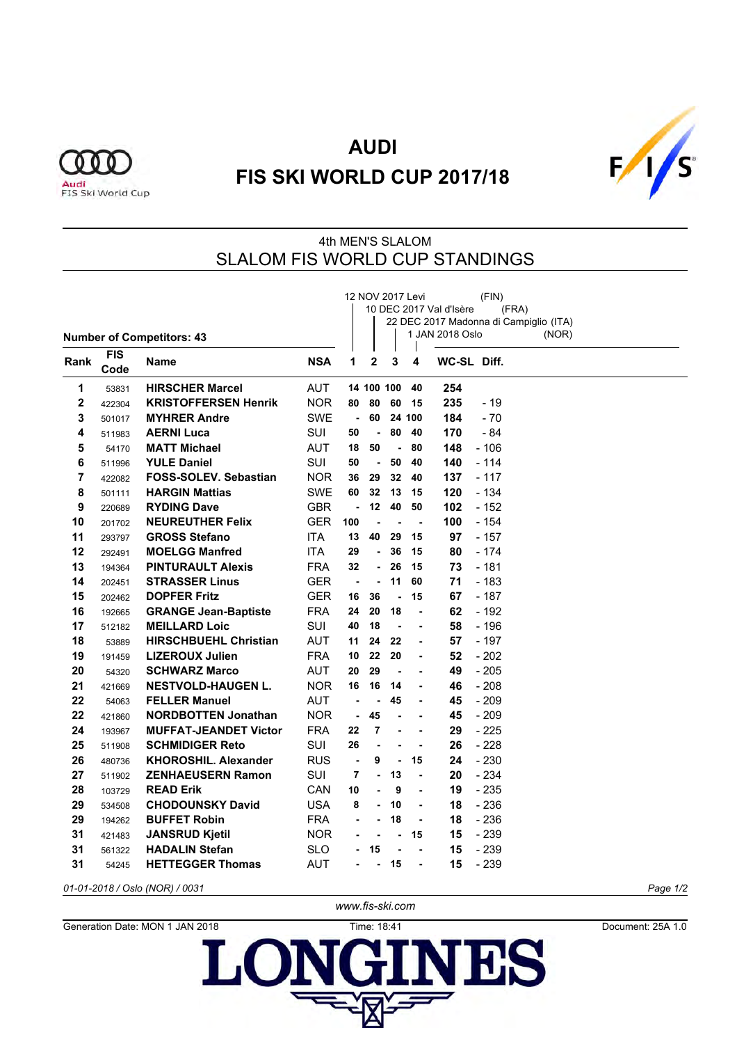# AUDI

# FIS SKI WORLD CUP 2017/18

4th MEN'S SLALOM

## SLALOM FIS WORLD CUP STANDINGS

1: 12 NOV 2017 Levi (FIN)
2: 10 DEC 2017 Val d'Isère (FRA)
3: 22 DEC 2017 Madonna di Campiglio (ITA)
4: 1 JAN 2018 Oslo (NOR)

**Number of Competitors: 43**

| Rank | FIS Code | Name | NSA | 1 | 2 | 3 | 4 | WC-SL | Diff. |
|---|---|---|---|---|---|---|---|---|---|
| 1 | 53831 | **HIRSCHER Marcel** | AUT | 14 | 100 | 100 | 40 | 254 | |
| 2 | 422304 | **KRISTOFFERSEN Henrik** | NOR | 80 | 80 | 60 | 15 | 235 | - 19 |
| 3 | 501017 | **MYHRER Andre** | SWE | - | 60 | 24 | 100 | 184 | - 70 |
| 4 | 511983 | **AERNI Luca** | SUI | 50 | - | 80 | 40 | 170 | - 84 |
| 5 | 54170 | **MATT Michael** | AUT | 18 | 50 | - | 80 | 148 | - 106 |
| 6 | 511996 | **YULE Daniel** | SUI | 50 | - | 50 | 40 | 140 | - 114 |
| 7 | 422082 | **FOSS-SOLEV. Sebastian** | NOR | 36 | 29 | 32 | 40 | 137 | - 117 |
| 8 | 501111 | **HARGIN Mattias** | SWE | 60 | 32 | 13 | 15 | 120 | - 134 |
| 9 | 220689 | **RYDING Dave** | GBR | - | 12 | 40 | 50 | 102 | - 152 |
| 10 | 201702 | **NEUREUTHER Felix** | GER | 100 | - | - | - | 100 | - 154 |
| 11 | 293797 | **GROSS Stefano** | ITA | 13 | 40 | 29 | 15 | 97 | - 157 |
| 12 | 292491 | **MOELGG Manfred** | ITA | 29 | - | 36 | 15 | 80 | - 174 |
| 13 | 194364 | **PINTURAULT Alexis** | FRA | 32 | - | 26 | 15 | 73 | - 181 |
| 14 | 202451 | **STRASSER Linus** | GER | - | - | 11 | 60 | 71 | - 183 |
| 15 | 202462 | **DOPFER Fritz** | GER | 16 | 36 | - | 15 | 67 | - 187 |
| 16 | 192665 | **GRANGE Jean-Baptiste** | FRA | 24 | 20 | 18 | - | 62 | - 192 |
| 17 | 512182 | **MEILLARD Loic** | SUI | 40 | 18 | - | - | 58 | - 196 |
| 18 | 53889 | **HIRSCHBUEHL Christian** | AUT | 11 | 24 | 22 | - | 57 | - 197 |
| 19 | 191459 | **LIZEROUX Julien** | FRA | 10 | 22 | 20 | - | 52 | - 202 |
| 20 | 54320 | **SCHWARZ Marco** | AUT | 20 | 29 | - | - | 49 | - 205 |
| 21 | 421669 | **NESTVOLD-HAUGEN L.** | NOR | 16 | 16 | 14 | - | 46 | - 208 |
| 22 | 54063 | **FELLER Manuel** | AUT | - | - | 45 | - | 45 | - 209 |
| 22 | 421860 | **NORDBOTTEN Jonathan** | NOR | - | 45 | - | - | 45 | - 209 |
| 24 | 193967 | **MUFFAT-JEANDET Victor** | FRA | 22 | 7 | - | - | 29 | - 225 |
| 25 | 511908 | **SCHMIDIGER Reto** | SUI | 26 | - | - | - | 26 | - 228 |
| 26 | 480736 | **KHOROSHIL. Alexander** | RUS | - | 9 | - | 15 | 24 | - 230 |
| 27 | 511902 | **ZENHAEUSERN Ramon** | SUI | 7 | - | 13 | - | 20 | - 234 |
| 28 | 103729 | **READ Erik** | CAN | 10 | - | 9 | - | 19 | - 235 |
| 29 | 534508 | **CHODOUNSKY David** | USA | 8 | - | 10 | - | 18 | - 236 |
| 29 | 194262 | **BUFFET Robin** | FRA | - | - | 18 | - | 18 | - 236 |
| 31 | 421483 | **JANSRUD Kjetil** | NOR | - | - | - | 15 | 15 | - 239 |
| 31 | 561322 | **HADALIN Stefan** | SLO | - | 15 | - | - | 15 | - 239 |
| 31 | 54245 | **HETTEGGER Thomas** | AUT | - | - | 15 | - | 15 | - 239 |

*01-01-2018 / Oslo (NOR) / 0031*

www.fis-ski.com

Generation Date: MON 1 JAN 2018 Time: 18:41 Document: 25A 1.0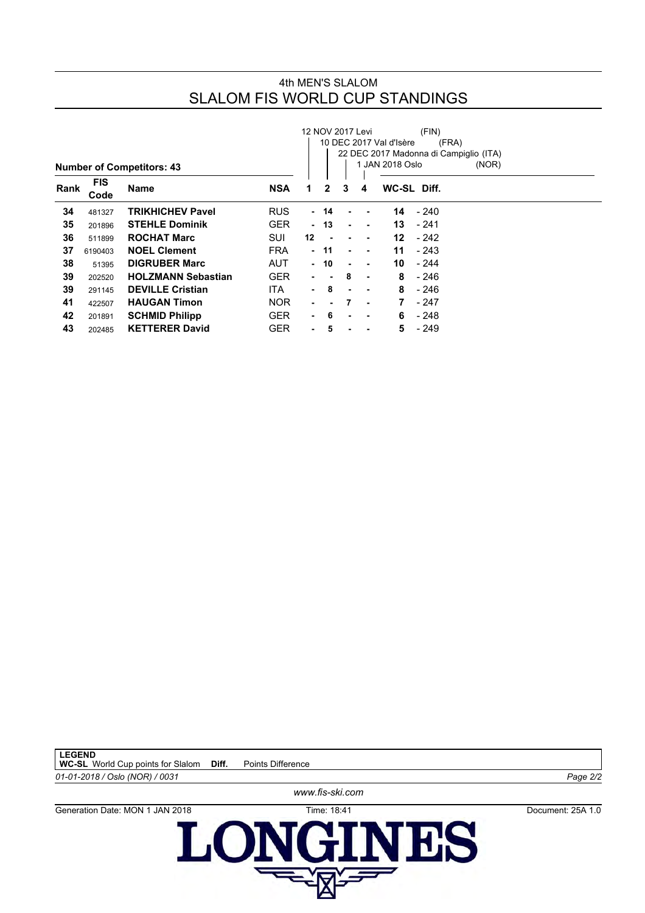4th MEN'S SLALOM

# SLALOM FIS WORLD CUP STANDINGS

12 NOV 2017 Levi (FIN)
10 DEC 2017 Val d'Isère (FRA)
22 DEC 2017 Madonna di Campiglio (ITA)
1 JAN 2018 Oslo (NOR)

**Number of Competitors: 43**

| Rank | FIS Code | Name | NSA | 1 | 2 | 3 | 4 | WC-SL | Diff. |
|---|---|---|---|---|---|---|---|---|---|
| **34** | 481327 | **TRIKHICHEV Pavel** | RUS | - | **14** | - | - | **14** | - 240 |
| **35** | 201896 | **STEHLE Dominik** | GER | - | **13** | - | - | **13** | - 241 |
| **36** | 511899 | **ROCHAT Marc** | SUI | **12** | - | - | - | **12** | - 242 |
| **37** | 6190403 | **NOEL Clement** | FRA | - | **11** | - | - | **11** | - 243 |
| **38** | 51395 | **DIGRUBER Marc** | AUT | - | **10** | - | - | **10** | - 244 |
| **39** | 202520 | **HOLZMANN Sebastian** | GER | - | - | **8** | - | **8** | - 246 |
| **39** | 291145 | **DEVILLE Cristian** | ITA | - | **8** | - | - | **8** | - 246 |
| **41** | 422507 | **HAUGAN Timon** | NOR | - | - | **7** | - | **7** | - 247 |
| **42** | 201891 | **SCHMID Philipp** | GER | - | **6** | - | - | **6** | - 248 |
| **43** | 202485 | **KETTERER David** | GER | - | **5** | - | - | **5** | - 249 |

**LEGEND**
**WC-SL** World Cup points for Slalom **Diff.** Points Difference

*01-01-2018 / Oslo (NOR) / 0031*

*www.fis-ski.com*

Generation Date: MON 1 JAN 2018 Time: 18:41 Document: 25A 1.0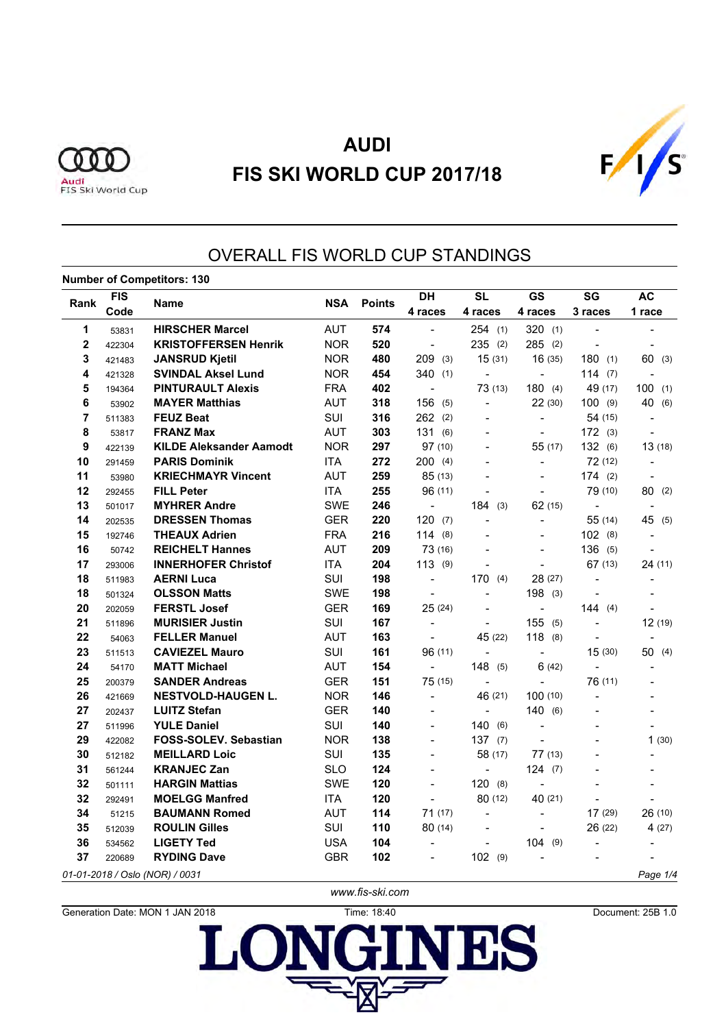# AUDI
# FIS SKI WORLD CUP 2017/18

## OVERALL FIS WORLD CUP STANDINGS

**Number of Competitors: 130**

| Rank | FIS Code | Name | NSA | Points | DH 4 races | SL 4 races | GS 4 races | SG 3 races | AC 1 race |
|---|---|---|---|---|---|---|---|---|---|
| 1 | 53831 | **HIRSCHER Marcel** | AUT | **574** | - | 254 (1) | 320 (1) | - | - |
| 2 | 422304 | **KRISTOFFERSEN Henrik** | NOR | **520** | - | 235 (2) | 285 (2) | - | - |
| 3 | 421483 | **JANSRUD Kjetil** | NOR | **480** | 209 (3) | 15 (31) | 16 (35) | 180 (1) | 60 (3) |
| 4 | 421328 | **SVINDAL Aksel Lund** | NOR | **454** | 340 (1) | - | - | 114 (7) | - |
| 5 | 194364 | **PINTURAULT Alexis** | FRA | **402** | - | 73 (13) | 180 (4) | 49 (17) | 100 (1) |
| 6 | 53902 | **MAYER Matthias** | AUT | **318** | 156 (5) | - | 22 (30) | 100 (9) | 40 (6) |
| 7 | 511383 | **FEUZ Beat** | SUI | **316** | 262 (2) | - | - | 54 (15) | - |
| 8 | 53817 | **FRANZ Max** | AUT | **303** | 131 (6) | - | - | 172 (3) | - |
| 9 | 422139 | **KILDE Aleksander Aamodt** | NOR | **297** | 97 (10) | - | 55 (17) | 132 (6) | 13 (18) |
| 10 | 291459 | **PARIS Dominik** | ITA | **272** | 200 (4) | - | - | 72 (12) | - |
| 11 | 53980 | **KRIECHMAYR Vincent** | AUT | **259** | 85 (13) | - | - | 174 (2) | - |
| 12 | 292455 | **FILL Peter** | ITA | **255** | 96 (11) | - | - | 79 (10) | 80 (2) |
| 13 | 501017 | **MYHRER Andre** | SWE | **246** | - | 184 (3) | 62 (15) | - | - |
| 14 | 202535 | **DRESSEN Thomas** | GER | **220** | 120 (7) | - | - | 55 (14) | 45 (5) |
| 15 | 192746 | **THEAUX Adrien** | FRA | **216** | 114 (8) | - | - | 102 (8) | - |
| 16 | 50742 | **REICHELT Hannes** | AUT | **209** | 73 (16) | - | - | 136 (5) | - |
| 17 | 293006 | **INNERHOFER Christof** | ITA | **204** | 113 (9) | - | - | 67 (13) | 24 (11) |
| 18 | 511983 | **AERNI Luca** | SUI | **198** | - | 170 (4) | 28 (27) | - | - |
| 18 | 501324 | **OLSSON Matts** | SWE | **198** | - | - | 198 (3) | - | - |
| 20 | 202059 | **FERSTL Josef** | GER | **169** | 25 (24) | - | - | 144 (4) | - |
| 21 | 511896 | **MURISIER Justin** | SUI | **167** | - | - | 155 (5) | - | 12 (19) |
| 22 | 54063 | **FELLER Manuel** | AUT | **163** | - | 45 (22) | 118 (8) | - | - |
| 23 | 511513 | **CAVIEZEL Mauro** | SUI | **161** | 96 (11) | - | - | 15 (30) | 50 (4) |
| 24 | 54170 | **MATT Michael** | AUT | **154** | - | 148 (5) | 6 (42) | - | - |
| 25 | 200379 | **SANDER Andreas** | GER | **151** | 75 (15) | - | - | 76 (11) | - |
| 26 | 421669 | **NESTVOLD-HAUGEN L.** | NOR | **146** | - | 46 (21) | 100 (10) | - | - |
| 27 | 202437 | **LUITZ Stefan** | GER | **140** | - | - | 140 (6) | - | - |
| 27 | 511996 | **YULE Daniel** | SUI | **140** | - | 140 (6) | - | - | - |
| 29 | 422082 | **FOSS-SOLEV. Sebastian** | NOR | **138** | - | 137 (7) | - | - | 1 (30) |
| 30 | 512182 | **MEILLARD Loic** | SUI | **135** | - | 58 (17) | 77 (13) | - | - |
| 31 | 561244 | **KRANJEC Zan** | SLO | **124** | - | - | 124 (7) | - | - |
| 32 | 501111 | **HARGIN Mattias** | SWE | **120** | - | 120 (8) | - | - | - |
| 32 | 292491 | **MOELGG Manfred** | ITA | **120** | - | 80 (12) | 40 (21) | - | - |
| 34 | 51215 | **BAUMANN Romed** | AUT | **114** | 71 (17) | - | - | 17 (29) | 26 (10) |
| 35 | 512039 | **ROULIN Gilles** | SUI | **110** | 80 (14) | - | - | 26 (22) | 4 (27) |
| 36 | 534562 | **LIGETY Ted** | USA | **104** | - | - | 104 (9) | - | - |
| 37 | 220689 | **RYDING Dave** | GBR | **102** | - | 102 (9) | - | - | - |

*01-01-2018 / Oslo (NOR) / 0031*

www.fis-ski.com

Generation Date: MON 1 JAN 2018 Time: 18:40 Document: 25B 1.0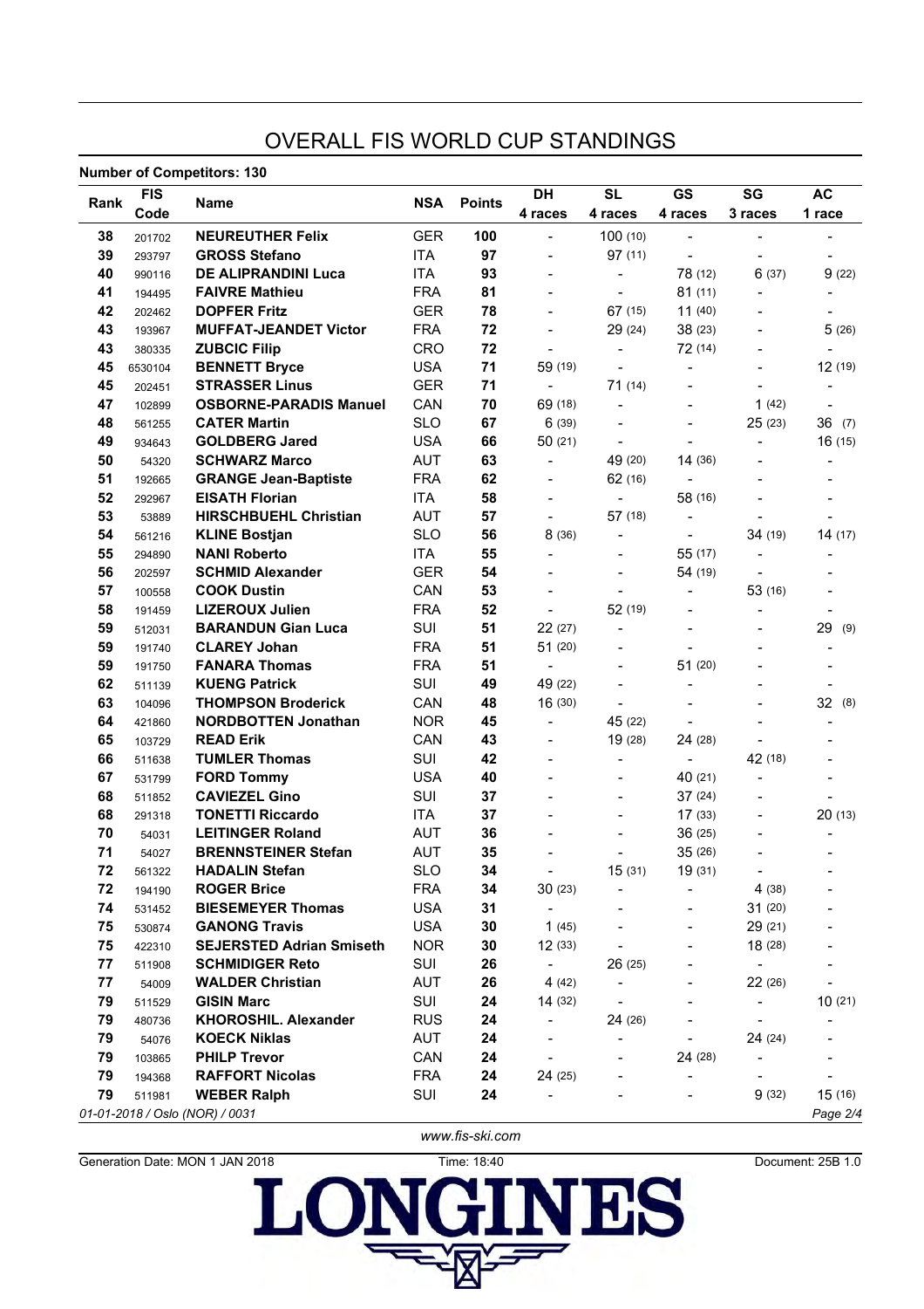# OVERALL FIS WORLD CUP STANDINGS

**Number of Competitors: 130**

| Rank | FIS Code | Name | NSA | Points | DH 4 races | SL 4 races | GS 4 races | SG 3 races | AC 1 race |
|---|---|---|---|---|---|---|---|---|---|
| 38 | 201702 | **NEUREUTHER Felix** | GER | **100** | - | 100 (10) | - | - | - |
| 39 | 293797 | **GROSS Stefano** | ITA | **97** | - | 97 (11) | - | - | - |
| 40 | 990116 | **DE ALIPRANDINI Luca** | ITA | **93** | - | - | 78 (12) | 6 (37) | 9 (22) |
| 41 | 194495 | **FAIVRE Mathieu** | FRA | **81** | - | - | 81 (11) | - | - |
| 42 | 202462 | **DOPFER Fritz** | GER | **78** | - | 67 (15) | 11 (40) | - | - |
| 43 | 193967 | **MUFFAT-JEANDET Victor** | FRA | **72** | - | 29 (24) | 38 (23) | - | 5 (26) |
| 43 | 380335 | **ZUBCIC Filip** | CRO | **72** | - | - | 72 (14) | - | - |
| 45 | 6530104 | **BENNETT Bryce** | USA | **71** | 59 (19) | - | - | - | 12 (19) |
| 45 | 202451 | **STRASSER Linus** | GER | **71** | - | 71 (14) | - | - | - |
| 47 | 102899 | **OSBORNE-PARADIS Manuel** | CAN | **70** | 69 (18) | - | - | 1 (42) | - |
| 48 | 561255 | **CATER Martin** | SLO | **67** | 6 (39) | - | - | 25 (23) | 36 (7) |
| 49 | 934643 | **GOLDBERG Jared** | USA | **66** | 50 (21) | - | - | - | 16 (15) |
| 50 | 54320 | **SCHWARZ Marco** | AUT | **63** | - | 49 (20) | 14 (36) | - | - |
| 51 | 192665 | **GRANGE Jean-Baptiste** | FRA | **62** | - | 62 (16) | - | - | - |
| 52 | 292967 | **EISATH Florian** | ITA | **58** | - | - | 58 (16) | - | - |
| 53 | 53889 | **HIRSCHBUEHL Christian** | AUT | **57** | - | 57 (18) | - | - | - |
| 54 | 561216 | **KLINE Bostjan** | SLO | **56** | 8 (36) | - | - | 34 (19) | 14 (17) |
| 55 | 294890 | **NANI Roberto** | ITA | **55** | - | - | 55 (17) | - | - |
| 56 | 202597 | **SCHMID Alexander** | GER | **54** | - | - | 54 (19) | - | - |
| 57 | 100558 | **COOK Dustin** | CAN | **53** | - | - | - | 53 (16) | - |
| 58 | 191459 | **LIZEROUX Julien** | FRA | **52** | - | 52 (19) | - | - | - |
| 59 | 512031 | **BARANDUN Gian Luca** | SUI | **51** | 22 (27) | - | - | - | 29 (9) |
| 59 | 191740 | **CLAREY Johan** | FRA | **51** | 51 (20) | - | - | - | - |
| 59 | 191750 | **FANARA Thomas** | FRA | **51** | - | - | 51 (20) | - | - |
| 62 | 511139 | **KUENG Patrick** | SUI | **49** | 49 (22) | - | - | - | - |
| 63 | 104096 | **THOMPSON Broderick** | CAN | **48** | 16 (30) | - | - | - | 32 (8) |
| 64 | 421860 | **NORDBOTTEN Jonathan** | NOR | **45** | - | 45 (22) | - | - | - |
| 65 | 103729 | **READ Erik** | CAN | **43** | - | 19 (28) | 24 (28) | - | - |
| 66 | 511638 | **TUMLER Thomas** | SUI | **42** | - | - | - | 42 (18) | - |
| 67 | 531799 | **FORD Tommy** | USA | **40** | - | - | 40 (21) | - | - |
| 68 | 511852 | **CAVIEZEL Gino** | SUI | **37** | - | - | 37 (24) | - | - |
| 68 | 291318 | **TONETTI Riccardo** | ITA | **37** | - | - | 17 (33) | - | 20 (13) |
| 70 | 54031 | **LEITINGER Roland** | AUT | **36** | - | - | 36 (25) | - | - |
| 71 | 54027 | **BRENNSTEINER Stefan** | AUT | **35** | - | - | 35 (26) | - | - |
| 72 | 561322 | **HADALIN Stefan** | SLO | **34** | - | 15 (31) | 19 (31) | - | - |
| 72 | 194190 | **ROGER Brice** | FRA | **34** | 30 (23) | - | - | 4 (38) | - |
| 74 | 531452 | **BIESEMEYER Thomas** | USA | **31** | - | - | - | 31 (20) | - |
| 75 | 530874 | **GANONG Travis** | USA | **30** | 1 (45) | - | - | 29 (21) | - |
| 75 | 422310 | **SEJERSTED Adrian Smiseth** | NOR | **30** | 12 (33) | - | - | 18 (28) | - |
| 77 | 511908 | **SCHMIDIGER Reto** | SUI | **26** | - | 26 (25) | - | - | - |
| 77 | 54009 | **WALDER Christian** | AUT | **26** | 4 (42) | - | - | 22 (26) | - |
| 79 | 511529 | **GISIN Marc** | SUI | **24** | 14 (32) | - | - | - | 10 (21) |
| 79 | 480736 | **KHOROSHIL. Alexander** | RUS | **24** | - | 24 (26) | - | - | - |
| 79 | 54076 | **KOECK Niklas** | AUT | **24** | - | - | - | 24 (24) | - |
| 79 | 103865 | **PHILP Trevor** | CAN | **24** | - | - | 24 (28) | - | - |
| 79 | 194368 | **RAFFORT Nicolas** | FRA | **24** | 24 (25) | - | - | - | - |
| 79 | 511981 | **WEBER Ralph** | SUI | **24** | - | - | - | 9 (32) | 15 (16) |

*01-01-2018 / Oslo (NOR) / 0031*

www.fis-ski.com

Generation Date: MON 1 JAN 2018 Time: 18:40 Document: 25B 1.0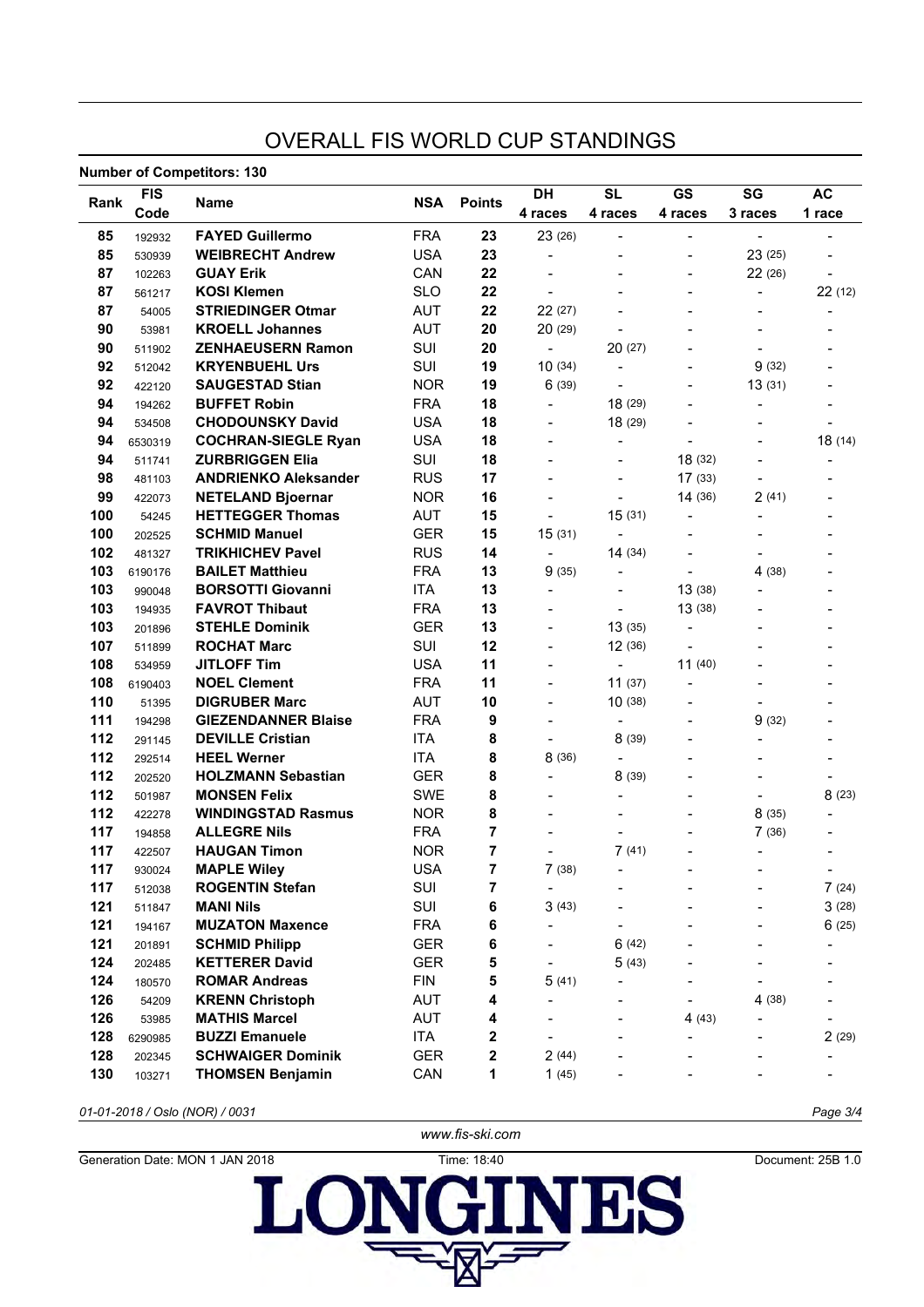# OVERALL FIS WORLD CUP STANDINGS

**Number of Competitors: 130**

| Rank | FIS Code | Name | NSA | Points | DH 4 races | SL 4 races | GS 4 races | SG 3 races | AC 1 race |
|---|---|---|---|---|---|---|---|---|---|
| 85 | 192932 | **FAYED Guillermo** | FRA | **23** | 23 (26) | - | - | - | - |
| 85 | 530939 | **WEIBRECHT Andrew** | USA | **23** | - | - | - | 23 (25) | - |
| 87 | 102263 | **GUAY Erik** | CAN | **22** | - | - | - | 22 (26) | - |
| 87 | 561217 | **KOSI Klemen** | SLO | **22** | - | - | - | - | 22 (12) |
| 87 | 54005 | **STRIEDINGER Otmar** | AUT | **22** | 22 (27) | - | - | - | - |
| 90 | 53981 | **KROELL Johannes** | AUT | **20** | 20 (29) | - | - | - | - |
| 90 | 511902 | **ZENHAEUSERN Ramon** | SUI | **20** | - | 20 (27) | - | - | - |
| 92 | 512042 | **KRYENBUEHL Urs** | SUI | **19** | 10 (34) | - | - | 9 (32) | - |
| 92 | 422120 | **SAUGESTAD Stian** | NOR | **19** | 6 (39) | - | - | 13 (31) | - |
| 94 | 194262 | **BUFFET Robin** | FRA | **18** | - | 18 (29) | - | - | - |
| 94 | 534508 | **CHODOUNSKY David** | USA | **18** | - | 18 (29) | - | - | - |
| 94 | 6530319 | **COCHRAN-SIEGLE Ryan** | USA | **18** | - | - | - | - | 18 (14) |
| 94 | 511741 | **ZURBRIGGEN Elia** | SUI | **18** | - | - | 18 (32) | - | - |
| 98 | 481103 | **ANDRIENKO Aleksander** | RUS | **17** | - | - | 17 (33) | - | - |
| 99 | 422073 | **NETELAND Bjoernar** | NOR | **16** | - | - | 14 (36) | 2 (41) | - |
| 100 | 54245 | **HETTEGGER Thomas** | AUT | **15** | - | 15 (31) | - | - | - |
| 100 | 202525 | **SCHMID Manuel** | GER | **15** | 15 (31) | - | - | - | - |
| 102 | 481327 | **TRIKHICHEV Pavel** | RUS | **14** | - | 14 (34) | - | - | - |
| 103 | 6190176 | **BAILET Matthieu** | FRA | **13** | 9 (35) | - | - | 4 (38) | - |
| 103 | 990048 | **BORSOTTI Giovanni** | ITA | **13** | - | - | 13 (38) | - | - |
| 103 | 194935 | **FAVROT Thibaut** | FRA | **13** | - | - | 13 (38) | - | - |
| 103 | 201896 | **STEHLE Dominik** | GER | **13** | - | 13 (35) | - | - | - |
| 107 | 511899 | **ROCHAT Marc** | SUI | **12** | - | 12 (36) | - | - | - |
| 108 | 534959 | **JITLOFF Tim** | USA | **11** | - | - | 11 (40) | - | - |
| 108 | 6190403 | **NOEL Clement** | FRA | **11** | - | 11 (37) | - | - | - |
| 110 | 51395 | **DIGRUBER Marc** | AUT | **10** | - | 10 (38) | - | - | - |
| 111 | 194298 | **GIEZENDANNER Blaise** | FRA | **9** | - | - | - | 9 (32) | - |
| 112 | 291145 | **DEVILLE Cristian** | ITA | **8** | - | 8 (39) | - | - | - |
| 112 | 292514 | **HEEL Werner** | ITA | **8** | 8 (36) | - | - | - | - |
| 112 | 202520 | **HOLZMANN Sebastian** | GER | **8** | - | 8 (39) | - | - | - |
| 112 | 501987 | **MONSEN Felix** | SWE | **8** | - | - | - | - | 8 (23) |
| 112 | 422278 | **WINDINGSTAD Rasmus** | NOR | **8** | - | - | - | 8 (35) | - |
| 117 | 194858 | **ALLEGRE Nils** | FRA | **7** | - | - | - | 7 (36) | - |
| 117 | 422507 | **HAUGAN Timon** | NOR | **7** | - | 7 (41) | - | - | - |
| 117 | 930024 | **MAPLE Wiley** | USA | **7** | 7 (38) | - | - | - | - |
| 117 | 512038 | **ROGENTIN Stefan** | SUI | **7** | - | - | - | - | 7 (24) |
| 121 | 511847 | **MANI Nils** | SUI | **6** | 3 (43) | - | - | - | 3 (28) |
| 121 | 194167 | **MUZATON Maxence** | FRA | **6** | - | - | - | - | 6 (25) |
| 121 | 201891 | **SCHMID Philipp** | GER | **6** | - | 6 (42) | - | - | - |
| 124 | 202485 | **KETTERER David** | GER | **5** | - | 5 (43) | - | - | - |
| 124 | 180570 | **ROMAR Andreas** | FIN | **5** | 5 (41) | - | - | - | - |
| 126 | 54209 | **KRENN Christoph** | AUT | **4** | - | - | - | 4 (38) | - |
| 126 | 53985 | **MATHIS Marcel** | AUT | **4** | - | - | 4 (43) | - | - |
| 128 | 6290985 | **BUZZI Emanuele** | ITA | **2** | - | - | - | - | 2 (29) |
| 128 | 202345 | **SCHWAIGER Dominik** | GER | **2** | 2 (44) | - | - | - | - |
| 130 | 103271 | **THOMSEN Benjamin** | CAN | **1** | 1 (45) | - | - | - | - |

*01-01-2018 / Oslo (NOR) / 0031*

www.fis-ski.com

Generation Date: MON 1 JAN 2018 Time: 18:40 Document: 25B 1.0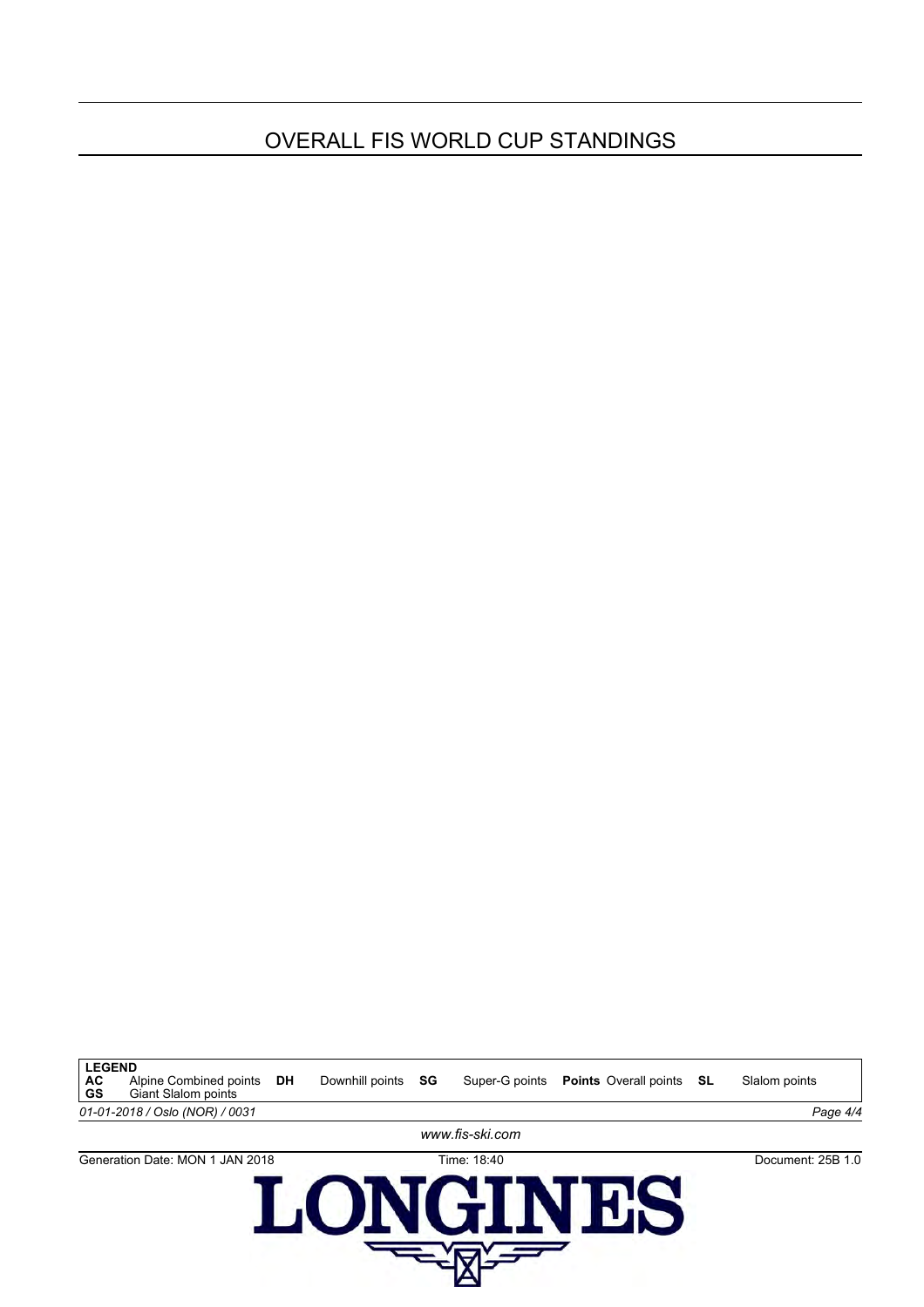# OVERALL FIS WORLD CUP STANDINGS

| LEGEND | | | | | | | | | |
|---|---|---|---|---|---|---|---|---|---|
| **AC** | Alpine Combined points | **DH** | Downhill points | **SG** | Super-G points | **Points** | Overall points | **SL** | Slalom points |
| **GS** | Giant Slalom points | | | | | | | | |

*01-01-2018 / Oslo (NOR) / 0031*

*www.fis-ski.com*

Generation Date: MON 1 JAN 2018 Time: 18:40 Document: 25B 1.0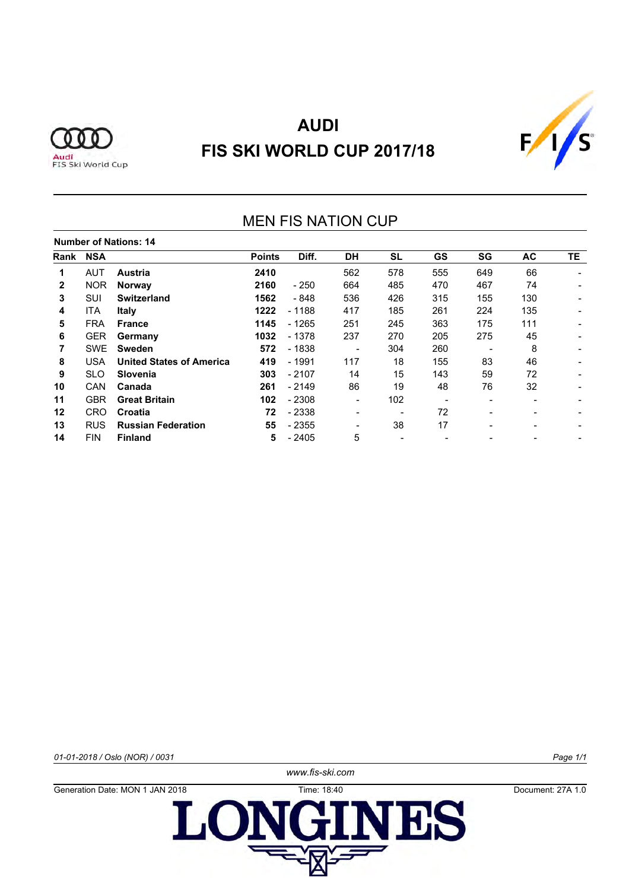# AUDI
# FIS SKI WORLD CUP 2017/18

## MEN FIS NATION CUP

**Number of Nations: 14**

| Rank | NSA | | Points | Diff. | DH | SL | GS | SG | AC | TE |
|---|---|---|---|---|---|---|---|---|---|---|
| **1** | AUT | **Austria** | **2410** | | 562 | 578 | 555 | 649 | 66 | - |
| **2** | NOR | **Norway** | **2160** | - 250 | 664 | 485 | 470 | 467 | 74 | - |
| **3** | SUI | **Switzerland** | **1562** | - 848 | 536 | 426 | 315 | 155 | 130 | - |
| **4** | ITA | **Italy** | **1222** | - 1188 | 417 | 185 | 261 | 224 | 135 | - |
| **5** | FRA | **France** | **1145** | - 1265 | 251 | 245 | 363 | 175 | 111 | - |
| **6** | GER | **Germany** | **1032** | - 1378 | 237 | 270 | 205 | 275 | 45 | - |
| **7** | SWE | **Sweden** | **572** | - 1838 | - | 304 | 260 | - | 8 | - |
| **8** | USA | **United States of America** | **419** | - 1991 | 117 | 18 | 155 | 83 | 46 | - |
| **9** | SLO | **Slovenia** | **303** | - 2107 | 14 | 15 | 143 | 59 | 72 | - |
| **10** | CAN | **Canada** | **261** | - 2149 | 86 | 19 | 48 | 76 | 32 | - |
| **11** | GBR | **Great Britain** | **102** | - 2308 | - | 102 | - | - | - | - |
| **12** | CRO | **Croatia** | **72** | - 2338 | - | - | 72 | - | - | - |
| **13** | RUS | **Russian Federation** | **55** | - 2355 | - | 38 | 17 | - | - | - |
| **14** | FIN | **Finland** | **5** | - 2405 | 5 | - | - | - | - | - |

*01-01-2018 / Oslo (NOR) / 0031*

www.fis-ski.com

Generation Date: MON 1 JAN 2018 Time: 18:40 Document: 27A 1.0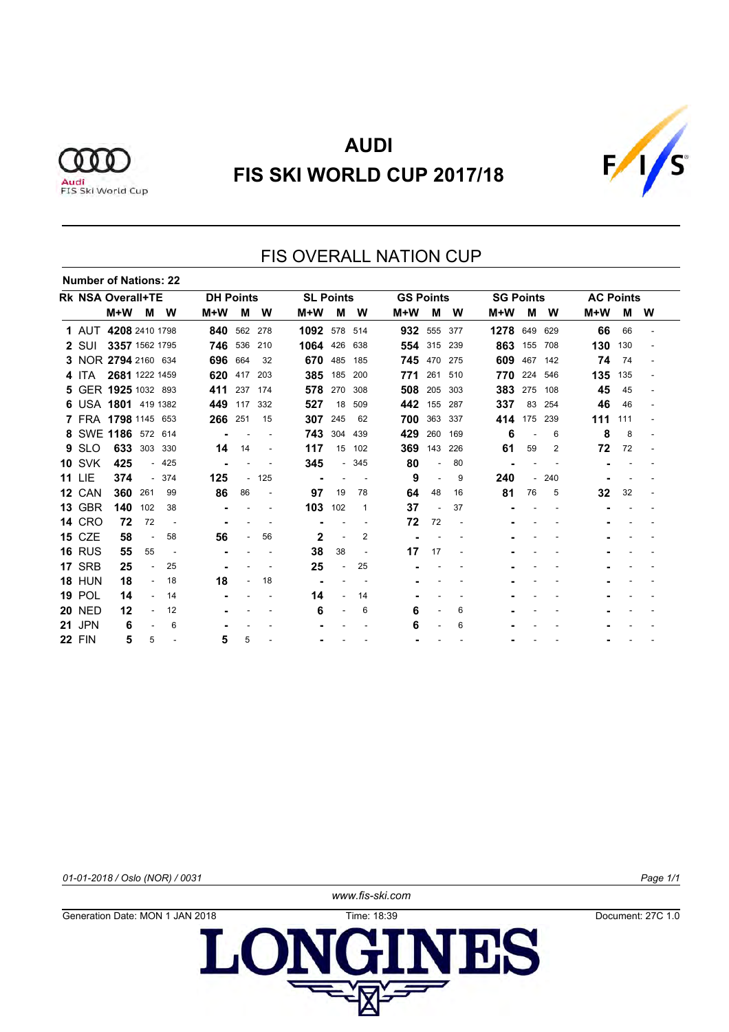# AUDI
# FIS SKI WORLD CUP 2017/18

## FIS OVERALL NATION CUP

**Number of Nations: 22**

| Rk | NSA | Overall+TE | | | DH Points | | | SL Points | | | GS Points | | | SG Points | | | AC Points | | |
|---|---|---|---|---|---|---|---|---|---|---|---|---|---|---|---|---|---|---|---|
| | | M+W | M | W | M+W | M | W | M+W | M | W | M+W | M | W | M+W | M | W | M+W | M | W |
| 1 | AUT | 4208 | 2410 | 1798 | 840 | 562 | 278 | 1092 | 578 | 514 | 932 | 555 | 377 | 1278 | 649 | 629 | 66 | 66 | - |
| 2 | SUI | 3357 | 1562 | 1795 | 746 | 536 | 210 | 1064 | 426 | 638 | 554 | 315 | 239 | 863 | 155 | 708 | 130 | 130 | - |
| 3 | NOR | 2794 | 2160 | 634 | 696 | 664 | 32 | 670 | 485 | 185 | 745 | 470 | 275 | 609 | 467 | 142 | 74 | 74 | - |
| 4 | ITA | 2681 | 1222 | 1459 | 620 | 417 | 203 | 385 | 185 | 200 | 771 | 261 | 510 | 770 | 224 | 546 | 135 | 135 | - |
| 5 | GER | 1925 | 1032 | 893 | 411 | 237 | 174 | 578 | 270 | 308 | 508 | 205 | 303 | 383 | 275 | 108 | 45 | 45 | - |
| 6 | USA | 1801 | 419 | 1382 | 449 | 117 | 332 | 527 | 18 | 509 | 442 | 155 | 287 | 337 | 83 | 254 | 46 | 46 | - |
| 7 | FRA | 1798 | 1145 | 653 | 266 | 251 | 15 | 307 | 245 | 62 | 700 | 363 | 337 | 414 | 175 | 239 | 111 | 111 | - |
| 8 | SWE | 1186 | 572 | 614 | - | - | - | 743 | 304 | 439 | 429 | 260 | 169 | 6 | - | 6 | 8 | 8 | - |
| 9 | SLO | 633 | 303 | 330 | 14 | 14 | - | 117 | 15 | 102 | 369 | 143 | 226 | 61 | 59 | 2 | 72 | 72 | - |
| 10 | SVK | 425 | - | 425 | - | - | - | 345 | - | 345 | 80 | - | 80 | - | - | - | - | - | - |
| 11 | LIE | 374 | - | 374 | 125 | - | 125 | - | - | - | 9 | - | 9 | 240 | - | 240 | - | - | - |
| 12 | CAN | 360 | 261 | 99 | 86 | 86 | - | 97 | 19 | 78 | 64 | 48 | 16 | 81 | 76 | 5 | 32 | 32 | - |
| 13 | GBR | 140 | 102 | 38 | - | - | - | 103 | 102 | 1 | 37 | - | 37 | - | - | - | - | - | - |
| 14 | CRO | 72 | 72 | - | - | - | - | - | - | - | 72 | 72 | - | - | - | - | - | - | - |
| 15 | CZE | 58 | - | 58 | 56 | - | 56 | 2 | - | 2 | - | - | - | - | - | - | - | - | - |
| 16 | RUS | 55 | 55 | - | - | - | - | 38 | 38 | - | 17 | 17 | - | - | - | - | - | - | - |
| 17 | SRB | 25 | - | 25 | - | - | - | 25 | - | 25 | - | - | - | - | - | - | - | - | - |
| 18 | HUN | 18 | - | 18 | 18 | - | 18 | - | - | - | - | - | - | - | - | - | - | - | - |
| 19 | POL | 14 | - | 14 | - | - | - | 14 | - | 14 | - | - | - | - | - | - | - | - | - |
| 20 | NED | 12 | - | 12 | - | - | - | 6 | - | 6 | 6 | - | 6 | - | - | - | - | - | - |
| 21 | JPN | 6 | - | 6 | - | - | - | - | - | - | 6 | - | 6 | - | - | - | - | - | - |
| 22 | FIN | 5 | 5 | - | 5 | 5 | - | - | - | - | - | - | - | - | - | - | - | - | - |

*01-01-2018 / Oslo (NOR) / 0031*

www.fis-ski.com

Generation Date: MON 1 JAN 2018 Time: 18:39 Document: 27C 1.0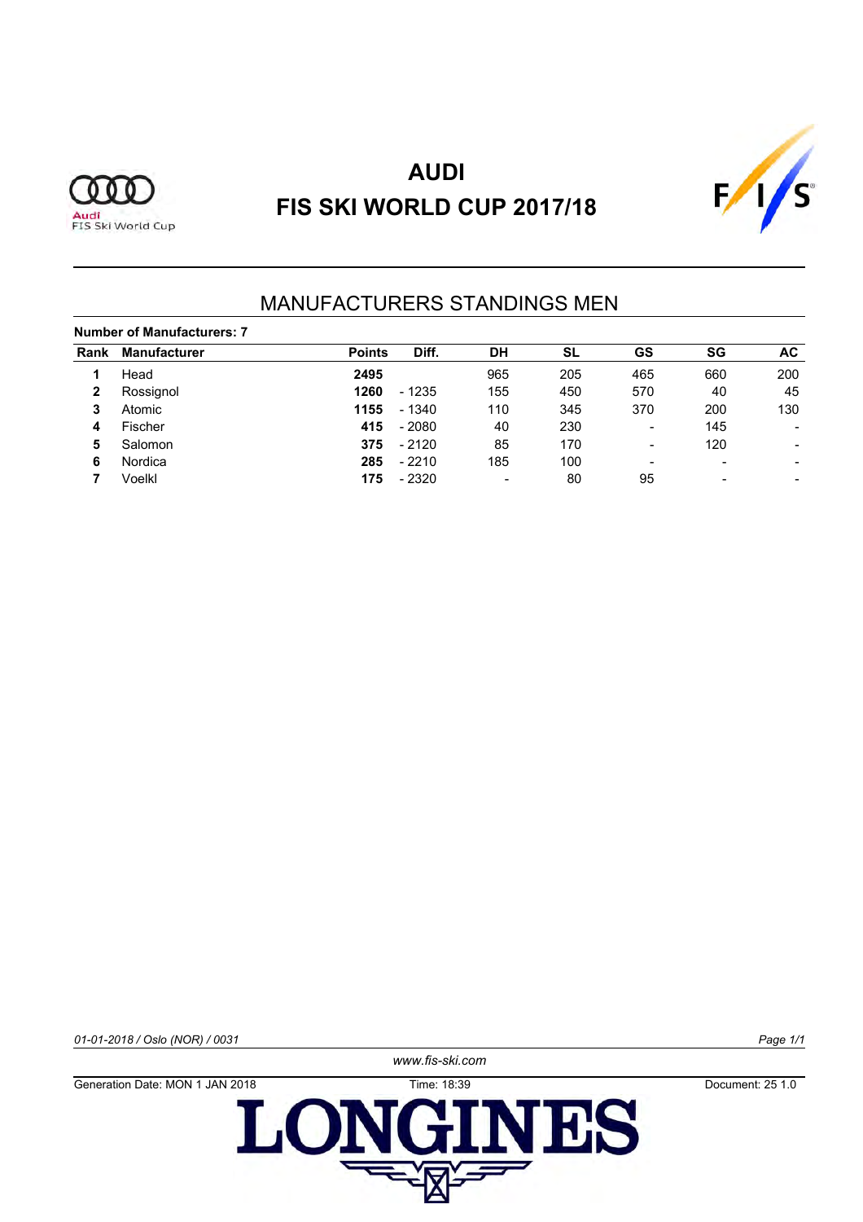# AUDI
# FIS SKI WORLD CUP 2017/18

## MANUFACTURERS STANDINGS MEN

**Number of Manufacturers: 7**

| Rank | Manufacturer | Points | Diff. | DH | SL | GS | SG | AC |
|---|---|---|---|---|---|---|---|---|
| **1** | Head | **2495** | | 965 | 205 | 465 | 660 | 200 |
| **2** | Rossignol | **1260** | - 1235 | 155 | 450 | 570 | 40 | 45 |
| **3** | Atomic | **1155** | - 1340 | 110 | 345 | 370 | 200 | 130 |
| **4** | Fischer | **415** | - 2080 | 40 | 230 | - | 145 | - |
| **5** | Salomon | **375** | - 2120 | 85 | 170 | - | 120 | - |
| **6** | Nordica | **285** | - 2210 | 185 | 100 | - | - | - |
| **7** | Voelkl | **175** | - 2320 | - | 80 | 95 | - | - |

*01-01-2018 / Oslo (NOR) / 0031*

*www.fis-ski.com*

Generation Date: MON 1 JAN 2018 Time: 18:39 Document: 25 1.0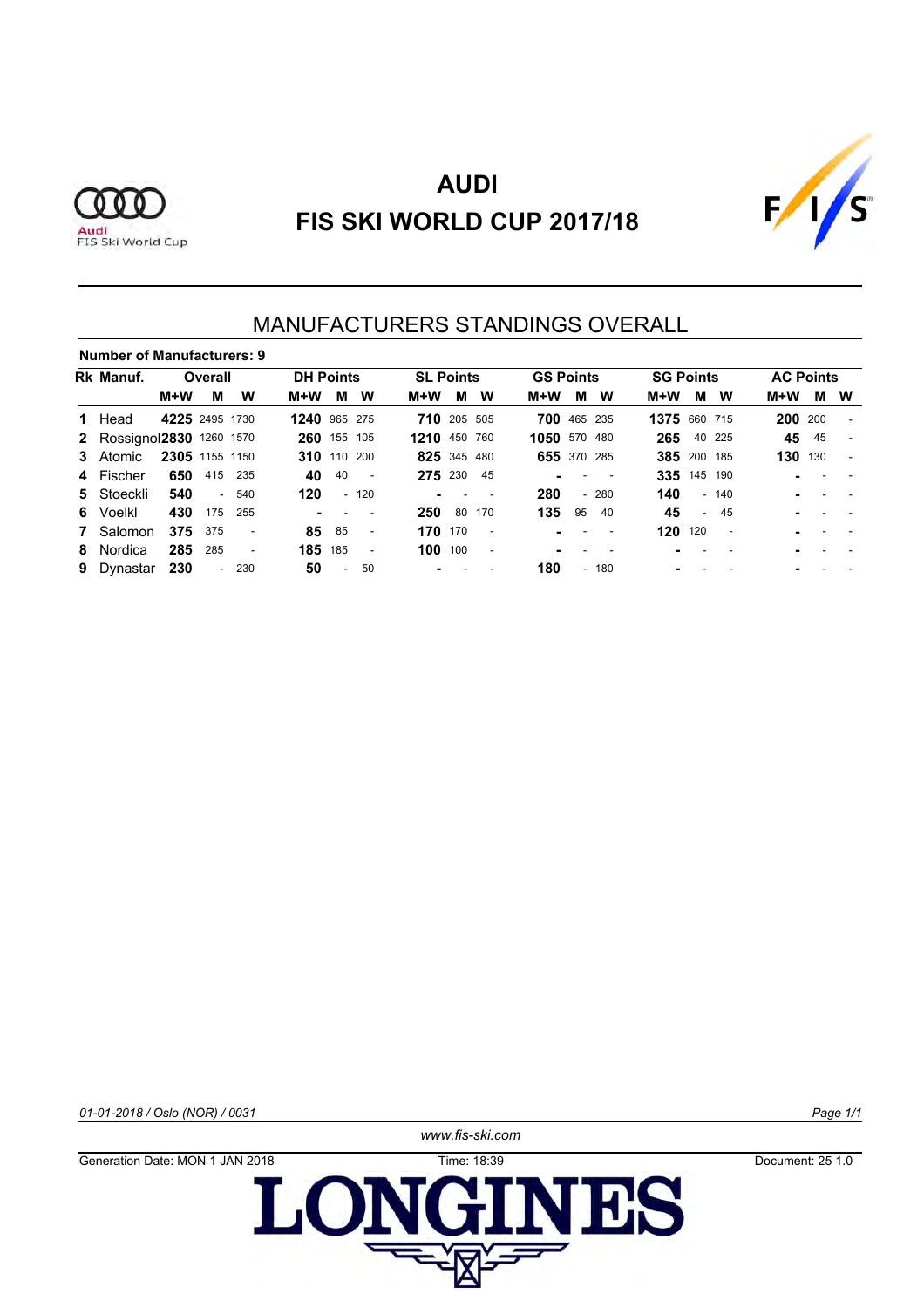# AUDI
# FIS SKI WORLD CUP 2017/18

## MANUFACTURERS STANDINGS OVERALL

**Number of Manufacturers: 9**

| Rk | Manuf. | Overall | | | DH Points | | | SL Points | | | GS Points | | | SG Points | | | AC Points | | |
|---|---|---|---|---|---|---|---|---|---|---|---|---|---|---|---|---|---|---|---|
| | | M+W | M | W | M+W | M | W | M+W | M | W | M+W | M | W | M+W | M | W | M+W | M | W |
| 1 | Head | **4225** | 2495 | 1730 | **1240** | 965 | 275 | **710** | 205 | 505 | **700** | 465 | 235 | **1375** | 660 | 715 | **200** | 200 | - |
| 2 | Rossignol | **2830** | 1260 | 1570 | **260** | 155 | 105 | **1210** | 450 | 760 | **1050** | 570 | 480 | **265** | 40 | 225 | **45** | 45 | - |
| 3 | Atomic | **2305** | 1155 | 1150 | **310** | 110 | 200 | **825** | 345 | 480 | **655** | 370 | 285 | **385** | 200 | 185 | **130** | 130 | - |
| 4 | Fischer | **650** | 415 | 235 | **40** | 40 | - | **275** | 230 | 45 | **-** | - | - | **335** | 145 | 190 | **-** | - | - |
| 5 | Stoeckli | **540** | - | 540 | **120** | - | 120 | **-** | - | - | **280** | - | 280 | **140** | - | 140 | **-** | - | - |
| 6 | Voelkl | **430** | 175 | 255 | **-** | - | - | **250** | 80 | 170 | **135** | 95 | 40 | **45** | - | 45 | **-** | - | - |
| 7 | Salomon | **375** | 375 | - | **85** | 85 | - | **170** | 170 | - | **-** | - | - | **120** | 120 | - | **-** | - | - |
| 8 | Nordica | **285** | 285 | - | **185** | 185 | - | **100** | 100 | - | **-** | - | - | **-** | - | - | **-** | - | - |
| 9 | Dynastar | **230** | - | 230 | **50** | - | 50 | **-** | - | - | **180** | - | 180 | **-** | - | - | **-** | - | - |

*01-01-2018 / Oslo (NOR) / 0031*

*www.fis-ski.com*

Generation Date: MON 1 JAN 2018 Time: 18:39 Document: 25 1.0